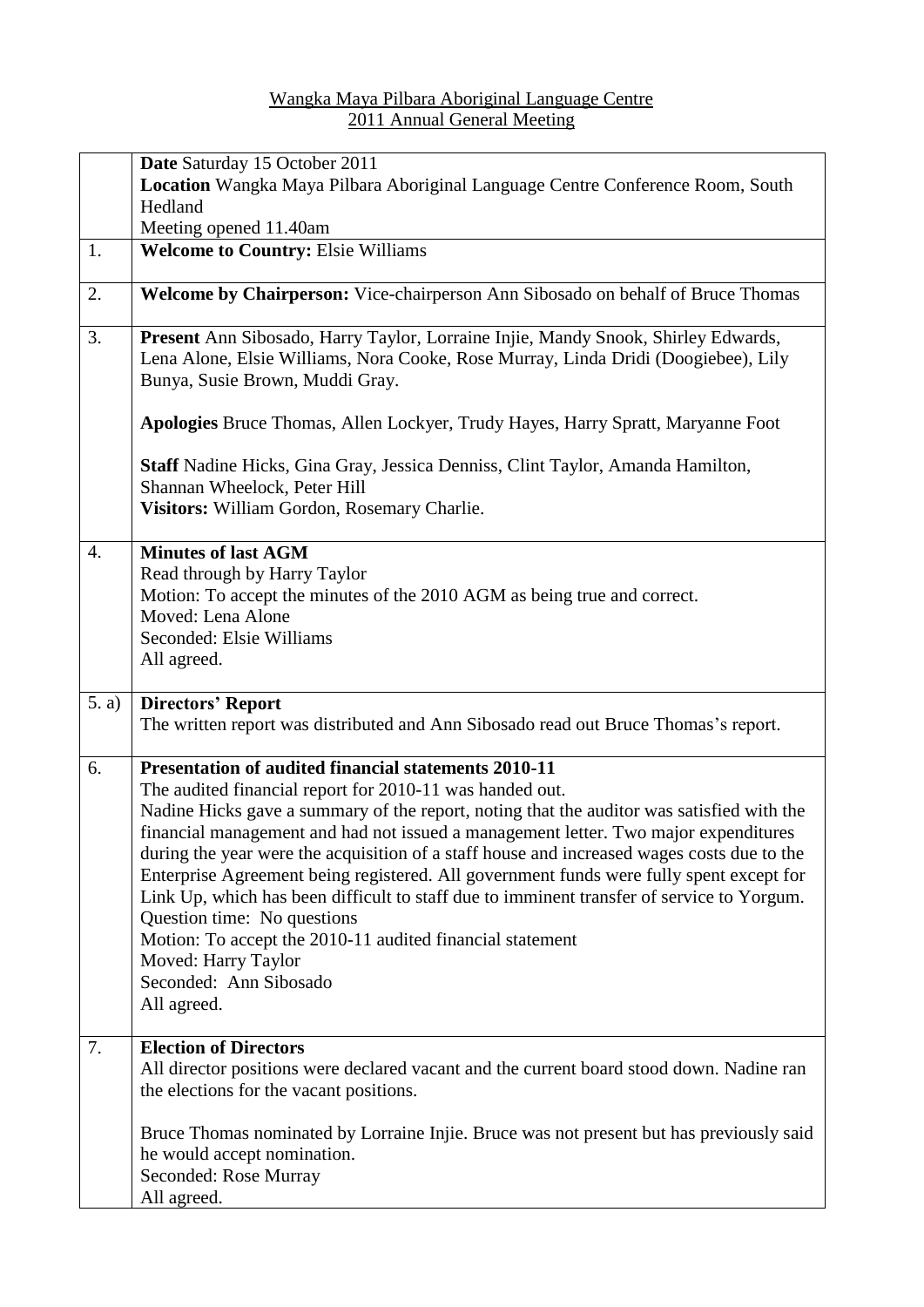Wangka Maya Pilbara Aboriginal Language Centre
2011 Annual General Meeting

| | |
|---|---|
| | **Date** Saturday 15 October 2011<br>**Location** Wangka Maya Pilbara Aboriginal Language Centre Conference Room, South Hedland<br>Meeting opened 11.40am |
| 1. | **Welcome to Country:** Elsie Williams |
| 2. | **Welcome by Chairperson:** Vice-chairperson Ann Sibosado on behalf of Bruce Thomas |
| 3. | **Present** Ann Sibosado, Harry Taylor, Lorraine Injie, Mandy Snook, Shirley Edwards, Lena Alone, Elsie Williams, Nora Cooke, Rose Murray, Linda Dridi (Doogiebee), Lily Bunya, Susie Brown, Muddi Gray.<br><br>**Apologies** Bruce Thomas, Allen Lockyer, Trudy Hayes, Harry Spratt, Maryanne Foot<br><br>**Staff** Nadine Hicks, Gina Gray, Jessica Denniss, Clint Taylor, Amanda Hamilton, Shannan Wheelock, Peter Hill<br>**Visitors:** William Gordon, Rosemary Charlie. |
| 4. | **Minutes of last AGM**<br>Read through by Harry Taylor<br>Motion: To accept the minutes of the 2010 AGM as being true and correct.<br>Moved: Lena Alone<br>Seconded: Elsie Williams<br>All agreed. |
| 5. a) | **Directors' Report**<br>The written report was distributed and Ann Sibosado read out Bruce Thomas's report. |
| 6. | **Presentation of audited financial statements 2010-11**<br>The audited financial report for 2010-11 was handed out.<br>Nadine Hicks gave a summary of the report, noting that the auditor was satisfied with the financial management and had not issued a management letter. Two major expenditures during the year were the acquisition of a staff house and increased wages costs due to the Enterprise Agreement being registered. All government funds were fully spent except for Link Up, which has been difficult to staff due to imminent transfer of service to Yorgum.<br>Question time: No questions<br>Motion: To accept the 2010-11 audited financial statement<br>Moved: Harry Taylor<br>Seconded: Ann Sibosado<br>All agreed. |
| 7. | **Election of Directors**<br>All director positions were declared vacant and the current board stood down. Nadine ran the elections for the vacant positions.<br><br>Bruce Thomas nominated by Lorraine Injie. Bruce was not present but has previously said he would accept nomination.<br>Seconded: Rose Murray<br>All agreed. |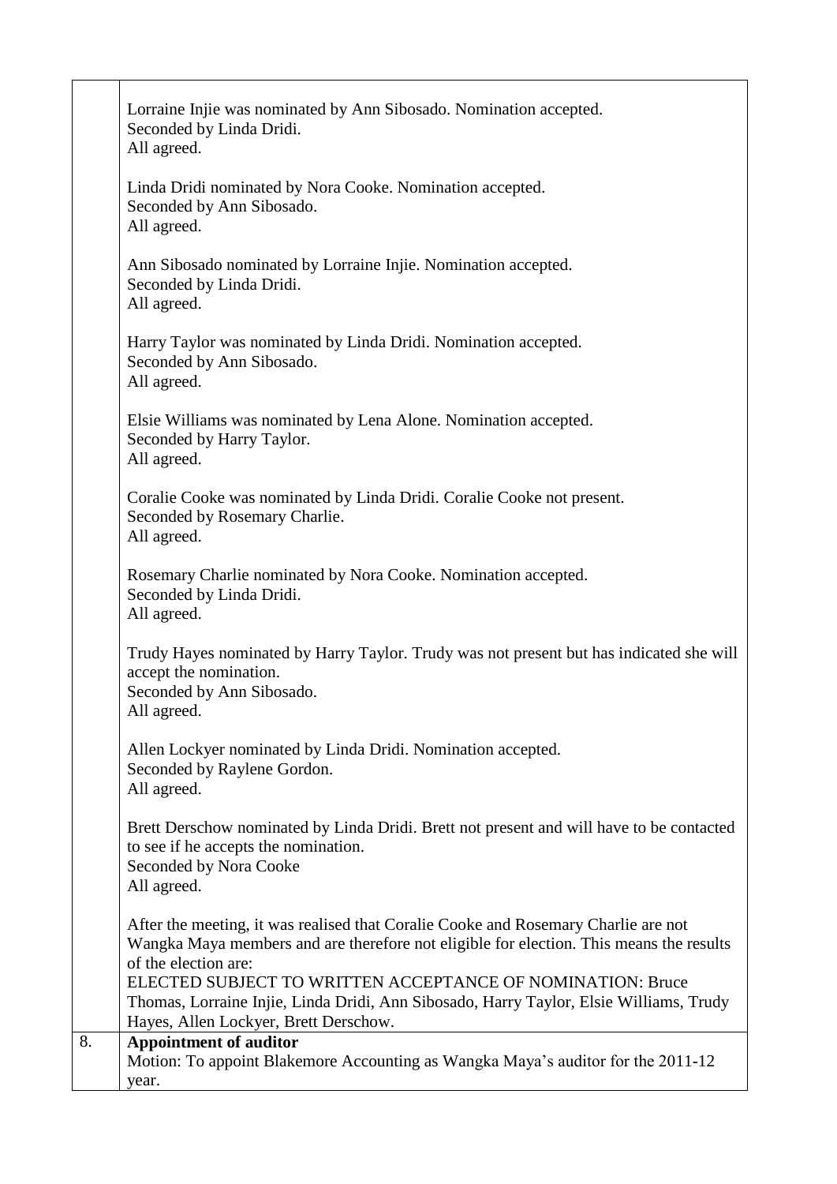| | |
|---|---|
| | Lorraine Injie was nominated by Ann Sibosado. Nomination accepted.<br>Seconded by Linda Dridi.<br>All agreed.<br><br>Linda Dridi nominated by Nora Cooke. Nomination accepted.<br>Seconded by Ann Sibosado.<br>All agreed.<br><br>Ann Sibosado nominated by Lorraine Injie. Nomination accepted.<br>Seconded by Linda Dridi.<br>All agreed.<br><br>Harry Taylor was nominated by Linda Dridi. Nomination accepted.<br>Seconded by Ann Sibosado.<br>All agreed.<br><br>Elsie Williams was nominated by Lena Alone. Nomination accepted.<br>Seconded by Harry Taylor.<br>All agreed.<br><br>Coralie Cooke was nominated by Linda Dridi. Coralie Cooke not present.<br>Seconded by Rosemary Charlie.<br>All agreed.<br><br>Rosemary Charlie nominated by Nora Cooke. Nomination accepted.<br>Seconded by Linda Dridi.<br>All agreed.<br><br>Trudy Hayes nominated by Harry Taylor. Trudy was not present but has indicated she will accept the nomination.<br>Seconded by Ann Sibosado.<br>All agreed.<br><br>Allen Lockyer nominated by Linda Dridi. Nomination accepted.<br>Seconded by Raylene Gordon.<br>All agreed.<br><br>Brett Derschow nominated by Linda Dridi. Brett not present and will have to be contacted to see if he accepts the nomination.<br>Seconded by Nora Cooke<br>All agreed.<br><br>After the meeting, it was realised that Coralie Cooke and Rosemary Charlie are not Wangka Maya members and are therefore not eligible for election. This means the results of the election are:<br>ELECTED SUBJECT TO WRITTEN ACCEPTANCE OF NOMINATION: Bruce Thomas, Lorraine Injie, Linda Dridi, Ann Sibosado, Harry Taylor, Elsie Williams, Trudy Hayes, Allen Lockyer, Brett Derschow. |
| 8. | **Appointment of auditor**<br>Motion: To appoint Blakemore Accounting as Wangka Maya's auditor for the 2011-12 year. |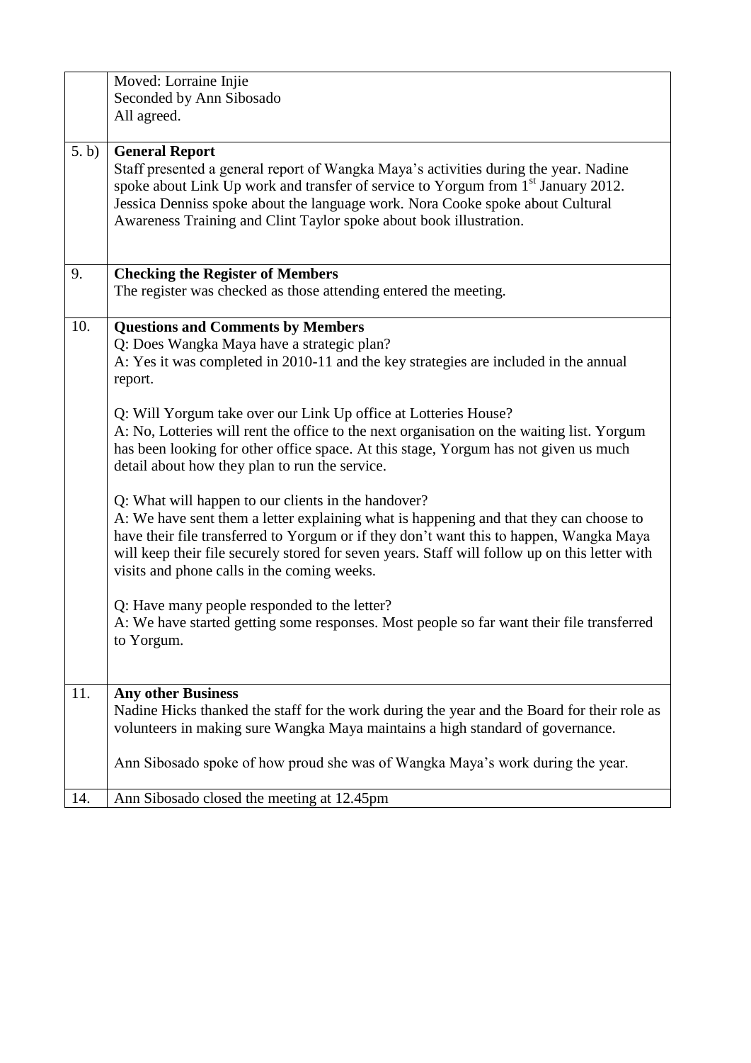| | |
|---|---|
| | Moved: Lorraine Injie<br>Seconded by Ann Sibosado<br>All agreed. |
| 5. b) | **General Report**<br>Staff presented a general report of Wangka Maya's activities during the year. Nadine spoke about Link Up work and transfer of service to Yorgum from 1st January 2012. Jessica Denniss spoke about the language work. Nora Cooke spoke about Cultural Awareness Training and Clint Taylor spoke about book illustration. |
| 9. | **Checking the Register of Members**<br>The register was checked as those attending entered the meeting. |
| 10. | **Questions and Comments by Members**<br>Q: Does Wangka Maya have a strategic plan?<br>A: Yes it was completed in 2010-11 and the key strategies are included in the annual report.<br><br>Q: Will Yorgum take over our Link Up office at Lotteries House?<br>A: No, Lotteries will rent the office to the next organisation on the waiting list. Yorgum has been looking for other office space. At this stage, Yorgum has not given us much detail about how they plan to run the service.<br><br>Q: What will happen to our clients in the handover?<br>A: We have sent them a letter explaining what is happening and that they can choose to have their file transferred to Yorgum or if they don't want this to happen, Wangka Maya will keep their file securely stored for seven years. Staff will follow up on this letter with visits and phone calls in the coming weeks.<br><br>Q: Have many people responded to the letter?<br>A: We have started getting some responses. Most people so far want their file transferred to Yorgum. |
| 11. | **Any other Business**<br>Nadine Hicks thanked the staff for the work during the year and the Board for their role as volunteers in making sure Wangka Maya maintains a high standard of governance.<br><br>Ann Sibosado spoke of how proud she was of Wangka Maya's work during the year. |
| 14. | Ann Sibosado closed the meeting at 12.45pm |